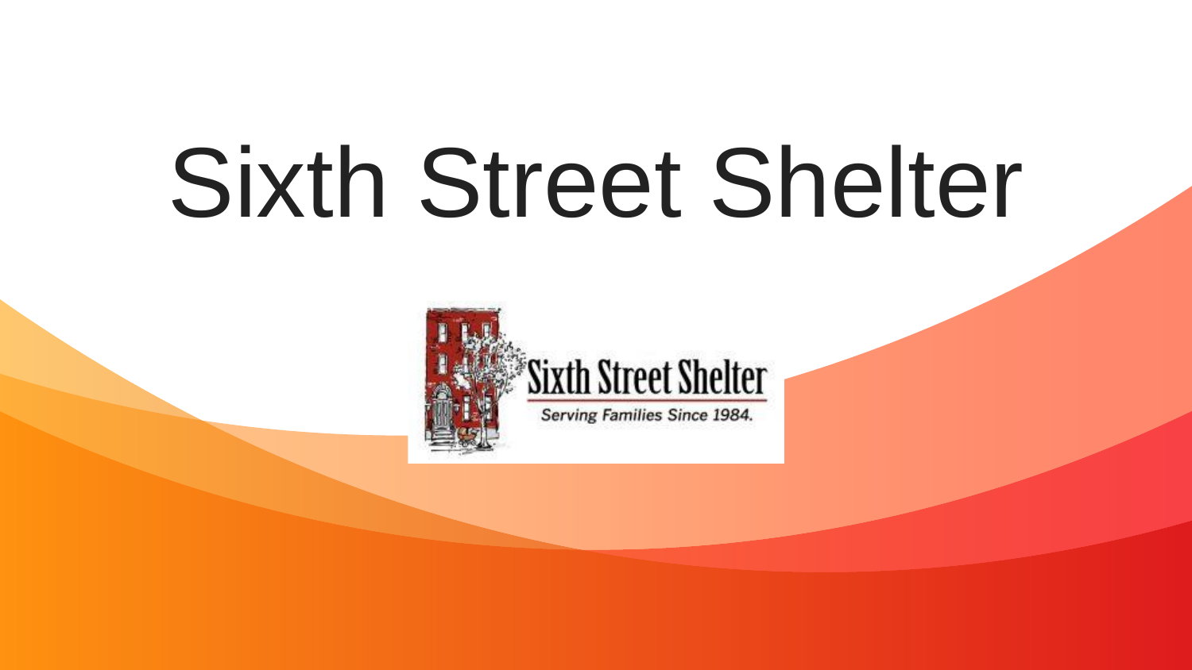# Sixth Street Shelter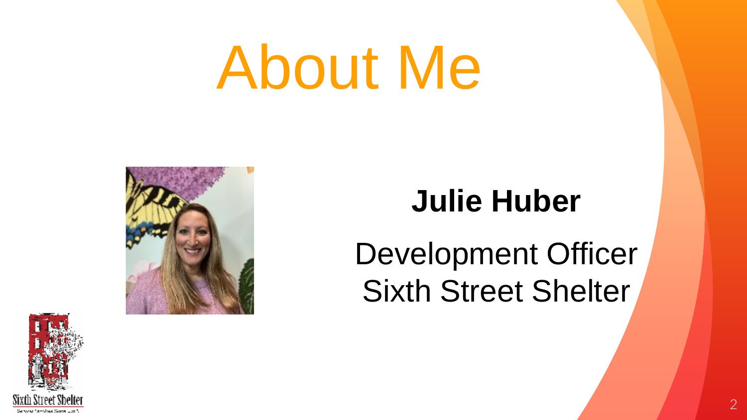# About Me

**Julie Huber**

Development Officer
Sixth Street Shelter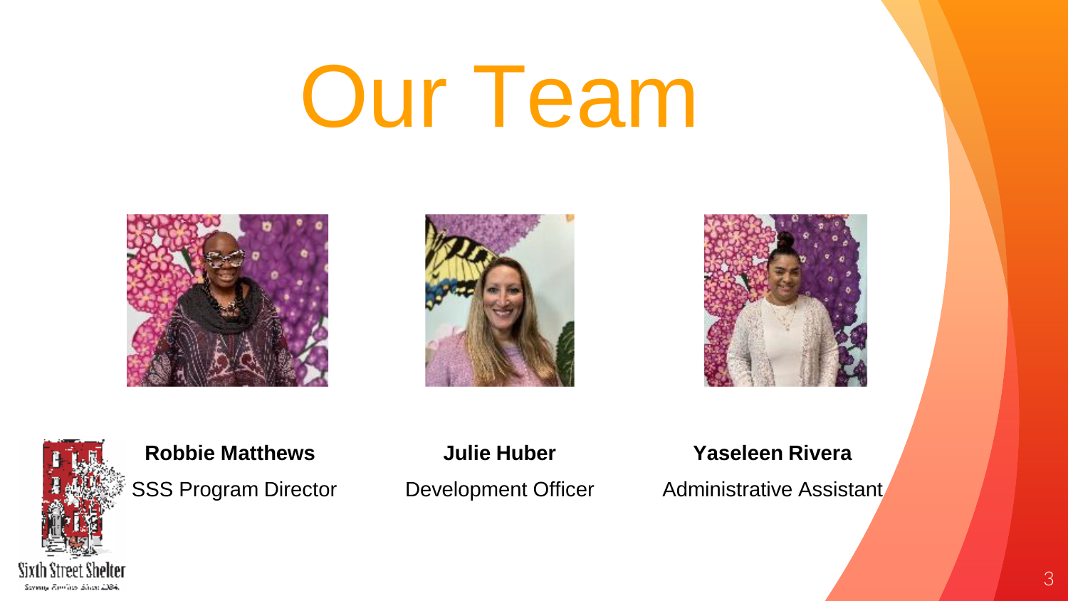# Our Team

**Robbie Matthews**
SSS Program Director

**Julie Huber**
Development Officer

**Yaseleen Rivera**
Administrative Assistant

Sixth Street Shelter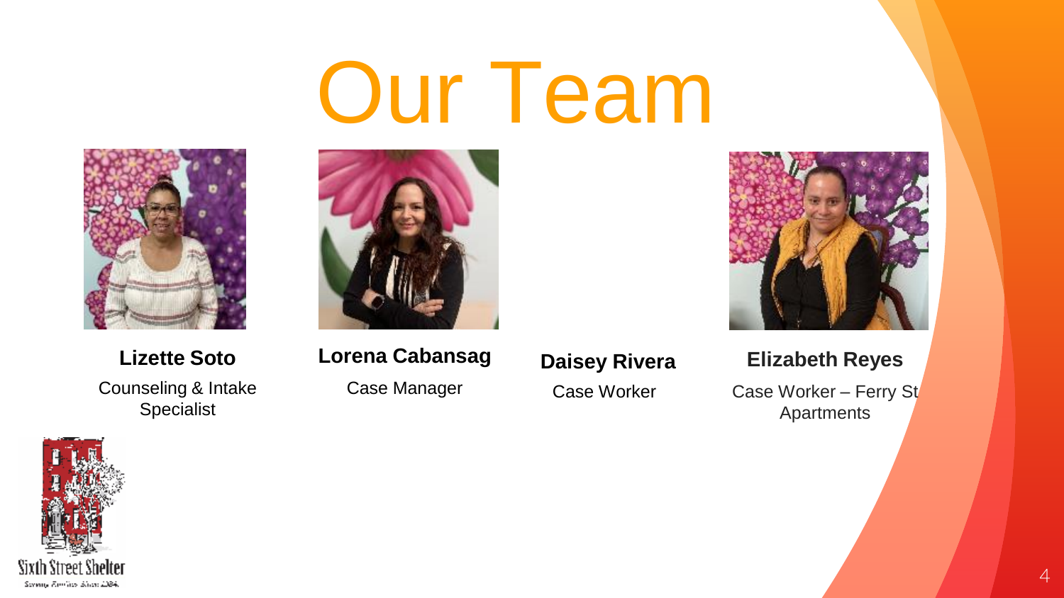# Our Team

**Lizette Soto**
Counseling & Intake Specialist

**Lorena Cabansag**
Case Manager

**Daisey Rivera**
Case Worker

**Elizabeth Reyes**
Case Worker – Ferry St Apartments

Sixth Street Shelter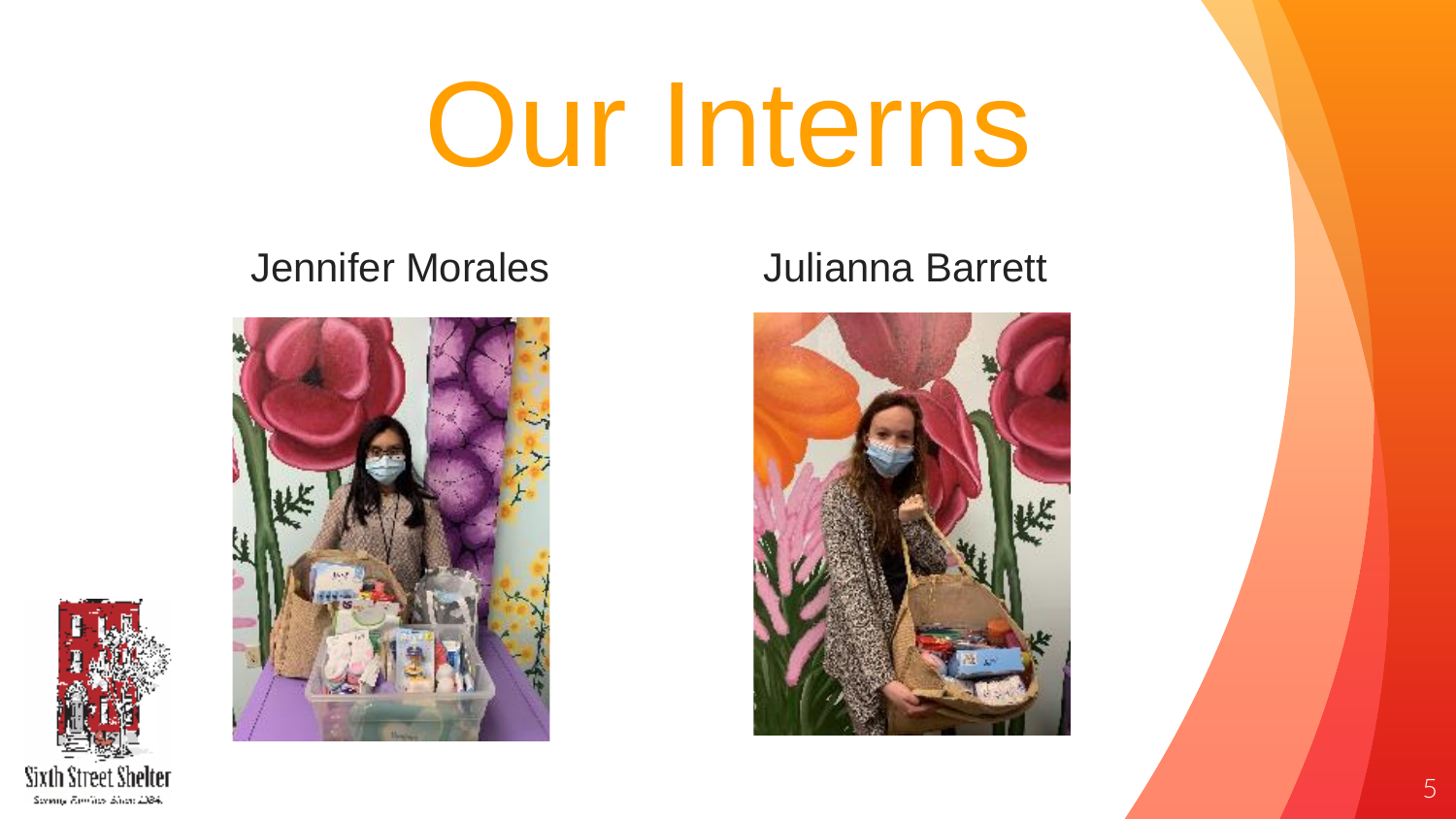# Our Interns

Jennifer Morales

Julianna Barrett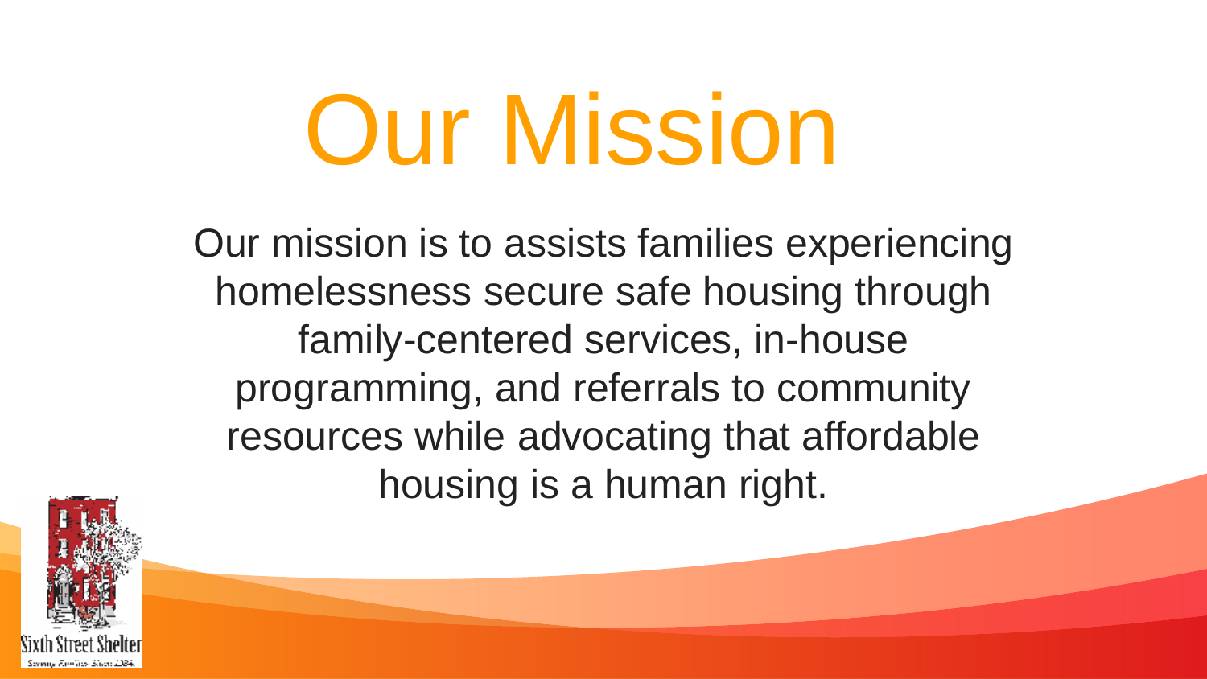# Our Mission

Our mission is to assists families experiencing homelessness secure safe housing through family-centered services, in-house programming, and referrals to community resources while advocating that affordable housing is a human right.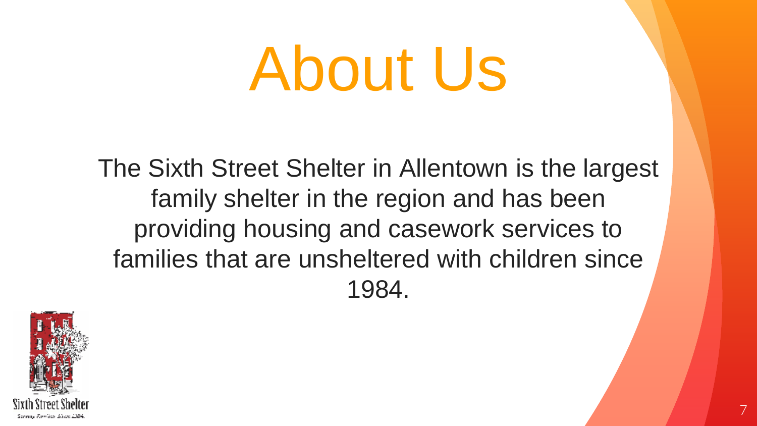# About Us

The Sixth Street Shelter in Allentown is the largest family shelter in the region and has been providing housing and casework services to families that are unsheltered with children since 1984.

Sixth Street Shelter

Serving Families Since 1984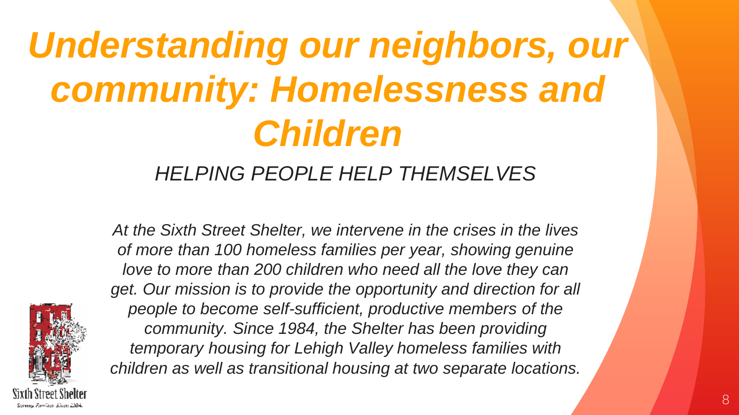# *Understanding our neighbors, our community: Homelessness and Children*

## *HELPING PEOPLE HELP THEMSELVES*

*At the Sixth Street Shelter, we intervene in the crises in the lives of more than 100 homeless families per year, showing genuine love to more than 200 children who need all the love they can get. Our mission is to provide the opportunity and direction for all people to become self-sufficient, productive members of the community. Since 1984, the Shelter has been providing temporary housing for Lehigh Valley homeless families with children as well as transitional housing at two separate locations.*

Sixth Street Shelter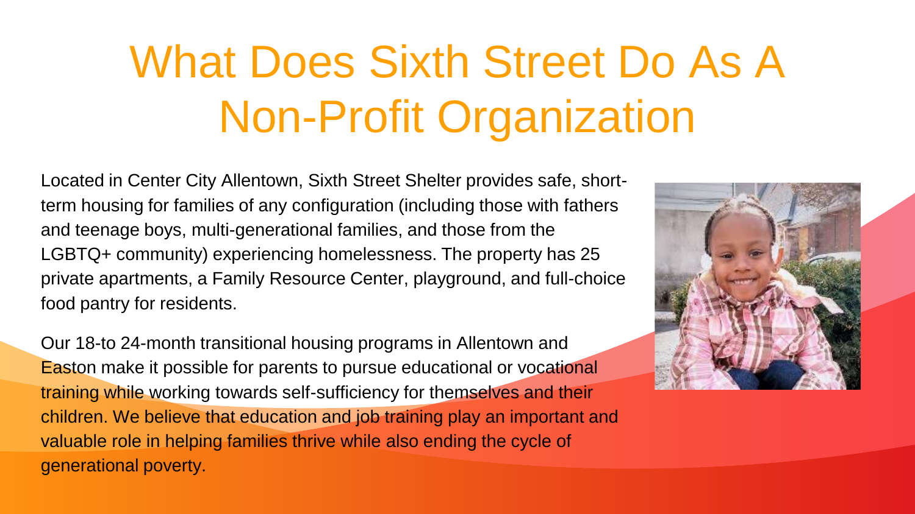# What Does Sixth Street Do As A Non-Profit Organization

Located in Center City Allentown, Sixth Street Shelter provides safe, short-term housing for families of any configuration (including those with fathers and teenage boys, multi-generational families, and those from the LGBTQ+ community) experiencing homelessness. The property has 25 private apartments, a Family Resource Center, playground, and full-choice food pantry for residents.

Our 18-to 24-month transitional housing programs in Allentown and Easton make it possible for parents to pursue educational or vocational training while working towards self-sufficiency for themselves and their children. We believe that education and job training play an important and valuable role in helping families thrive while also ending the cycle of generational poverty.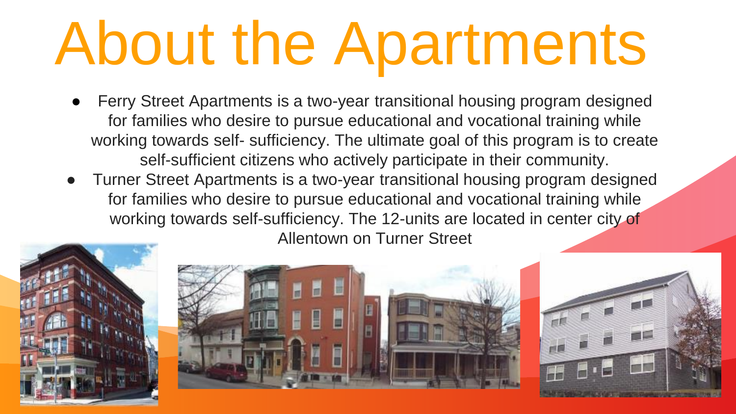# About the Apartments

- Ferry Street Apartments is a two-year transitional housing program designed for families who desire to pursue educational and vocational training while working towards self- sufficiency. The ultimate goal of this program is to create self-sufficient citizens who actively participate in their community.
- Turner Street Apartments is a two-year transitional housing program designed for families who desire to pursue educational and vocational training while working towards self-sufficiency. The 12-units are located in center city of Allentown on Turner Street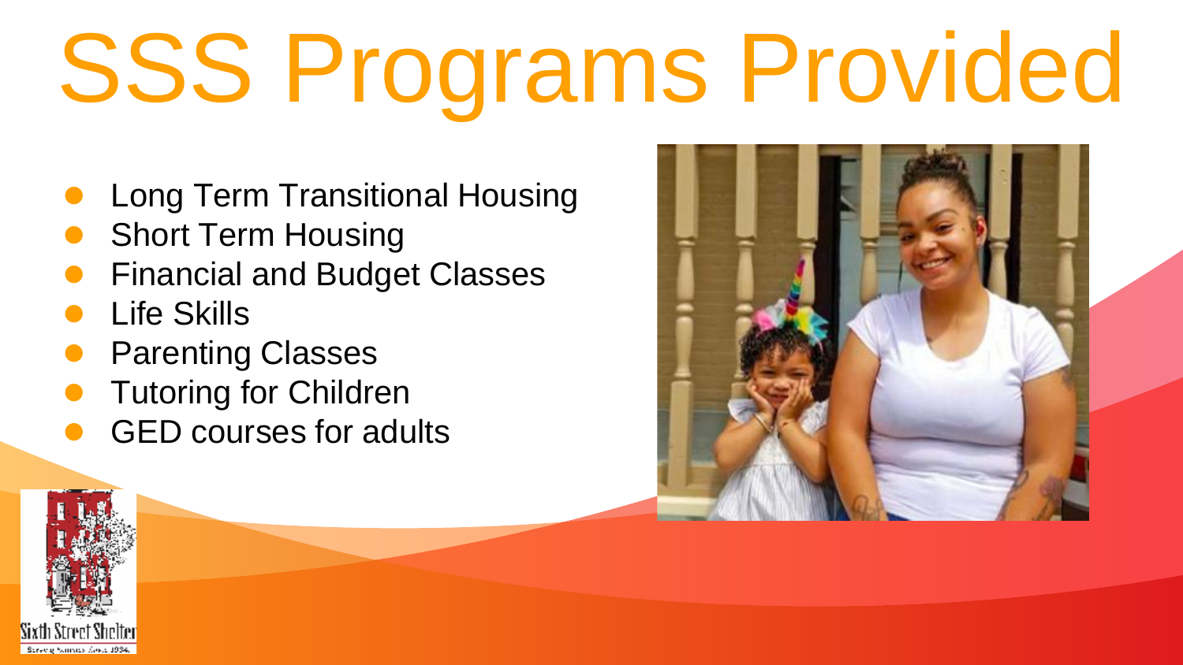# SSS Programs Provided

- Long Term Transitional Housing
- Short Term Housing
- Financial and Budget Classes
- Life Skills
- Parenting Classes
- Tutoring for Children
- GED courses for adults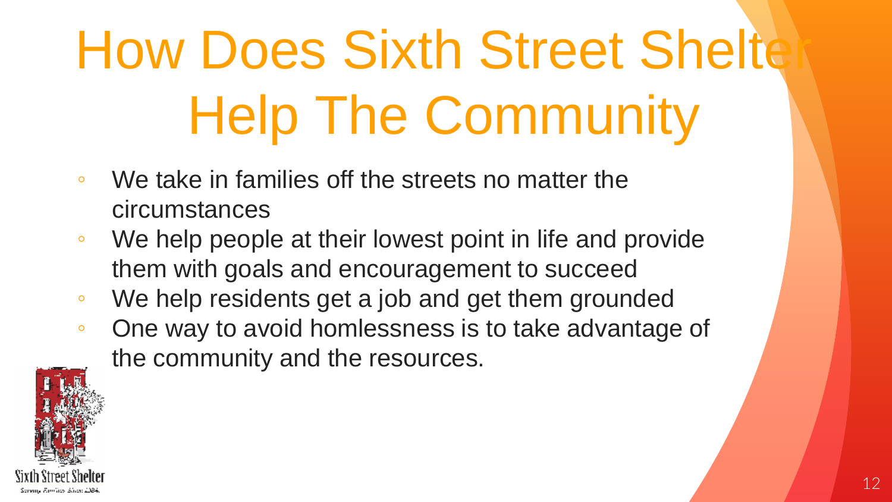# How Does Sixth Street Shelter Help The Community

- We take in families off the streets no matter the circumstances
- We help people at their lowest point in life and provide them with goals and encouragement to succeed
- We help residents get a job and get them grounded
- One way to avoid homlessness is to take advantage of the community and the resources.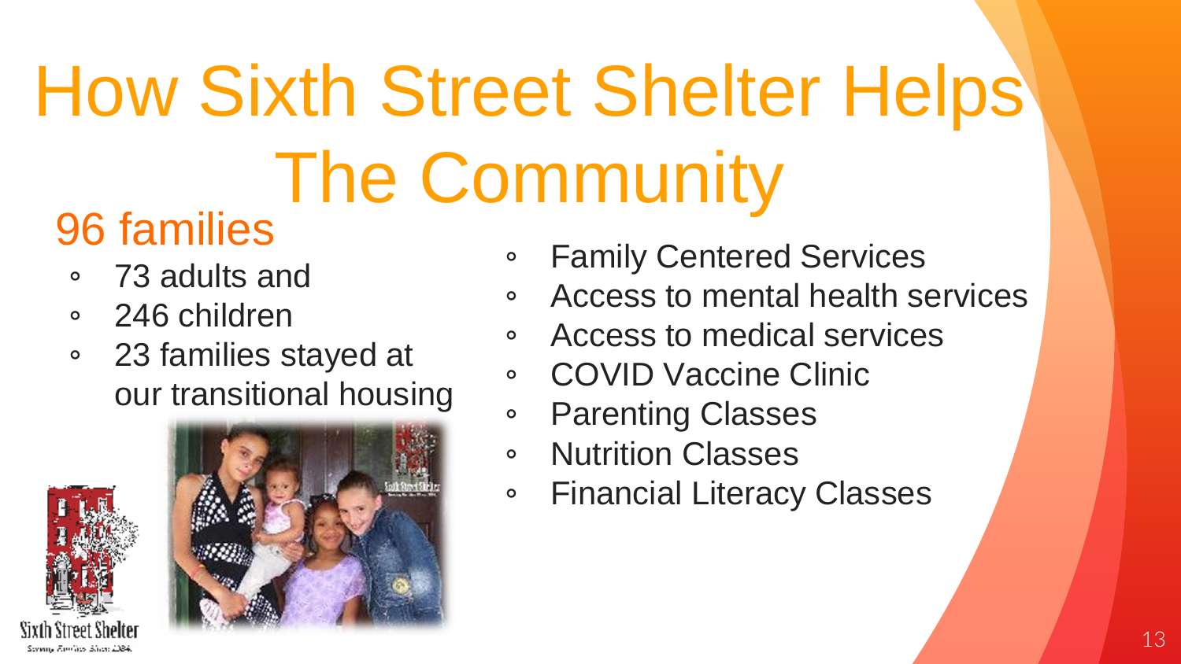# How Sixth Street Shelter Helps The Community

## 96 families

- 73 adults and
- 246 children
- 23 families stayed at our transitional housing

- Family Centered Services
- Access to mental health services
- Access to medical services
- COVID Vaccine Clinic
- Parenting Classes
- Nutrition Classes
- Financial Literacy Classes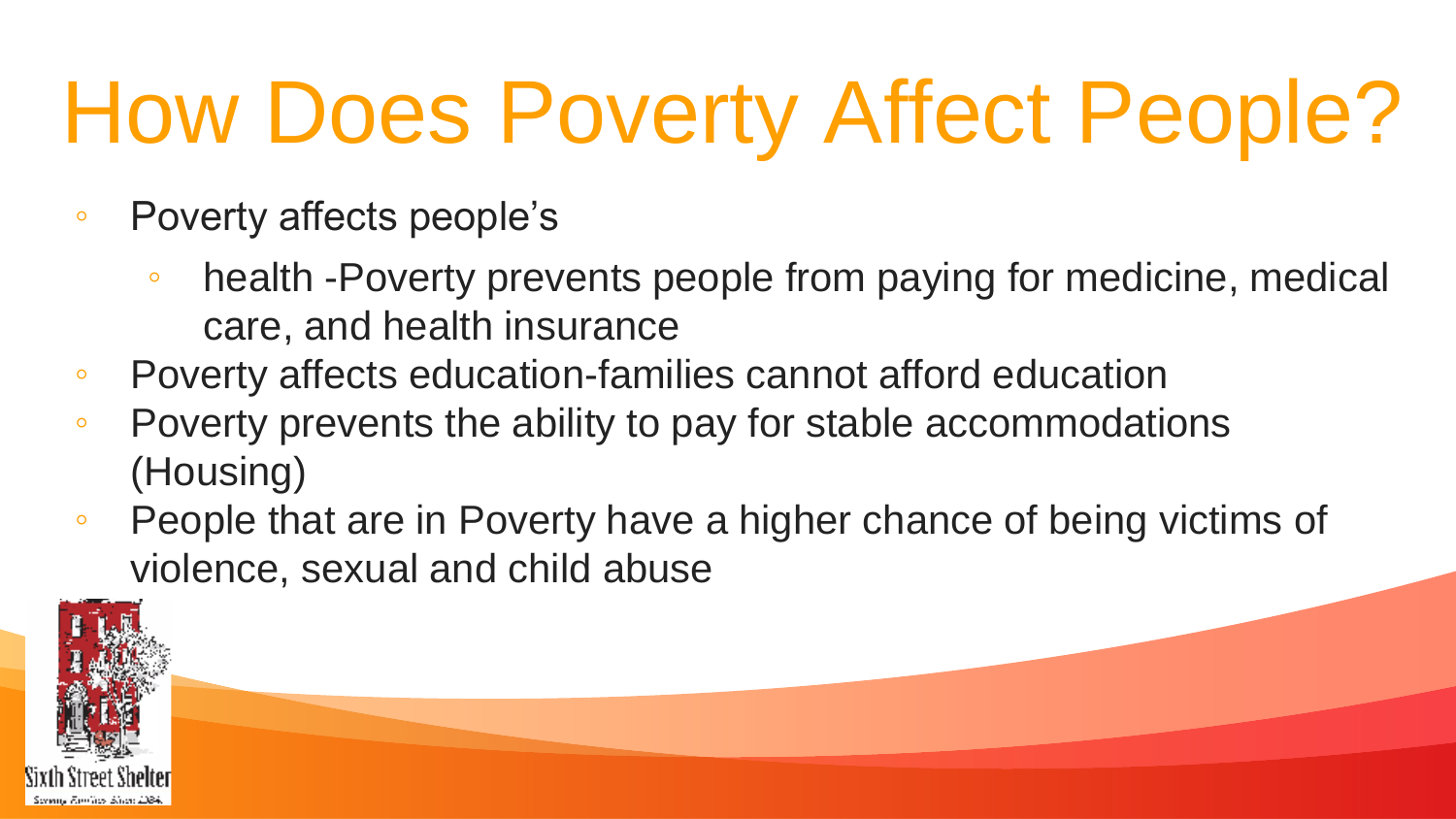# How Does Poverty Affect People?

- Poverty affects people's
  - health -Poverty prevents people from paying for medicine, medical care, and health insurance
- Poverty affects education-families cannot afford education
- Poverty prevents the ability to pay for stable accommodations (Housing)
- People that are in Poverty have a higher chance of being victims of violence, sexual and child abuse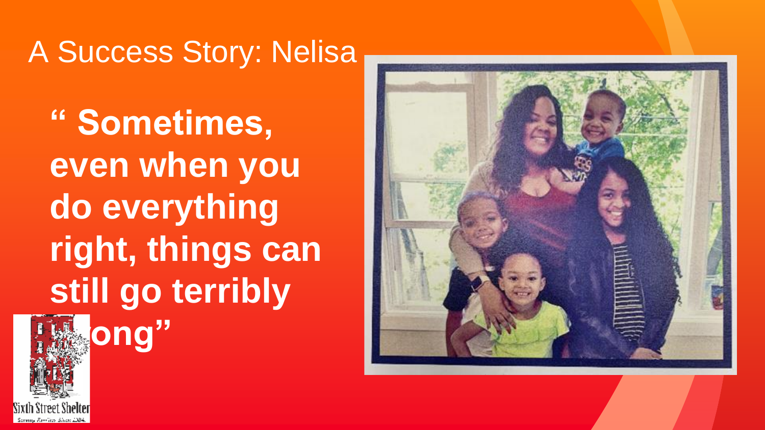# A Success Story: Nelisa

**" Sometimes, even when you do everything right, things can still go terribly wrong"**

Sixth Street Shelter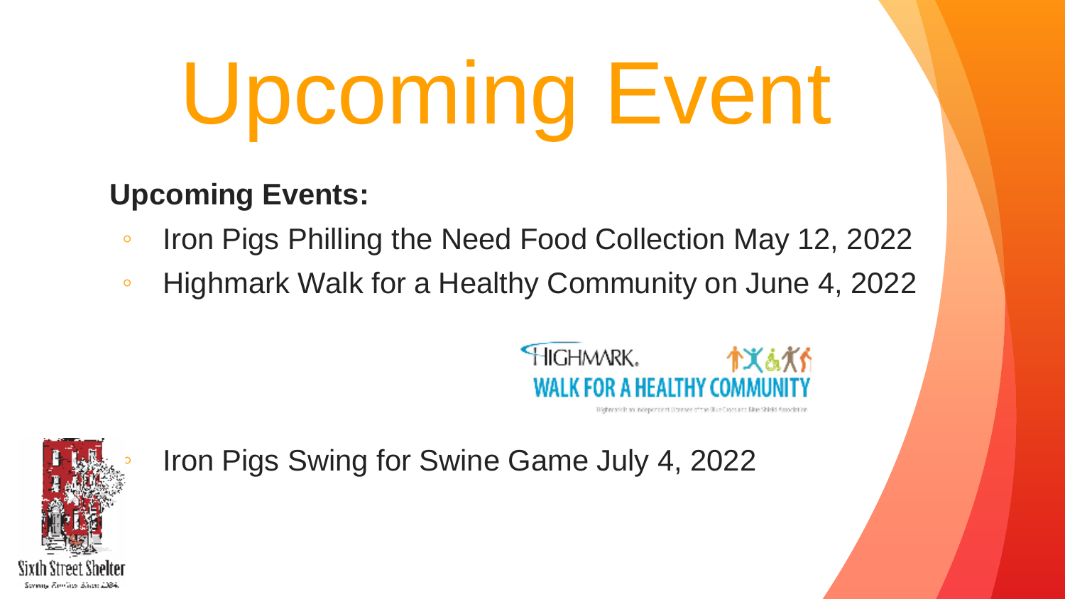# Upcoming Event

**Upcoming Events:**

- Iron Pigs Philling the Need Food Collection May 12, 2022
- Highmark Walk for a Healthy Community on June 4, 2022
- Iron Pigs Swing for Swine Game July 4, 2022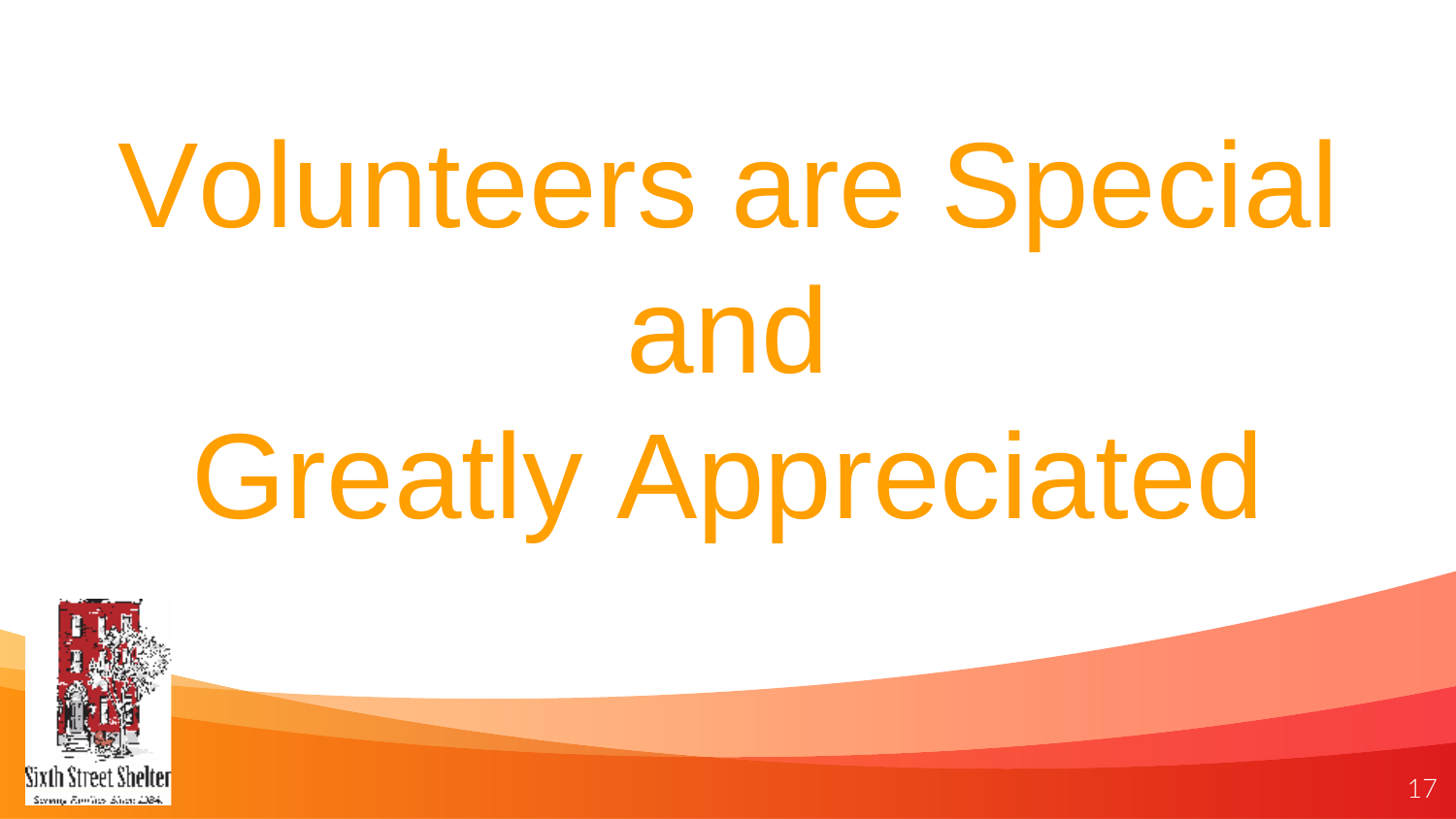# Volunteers are Special and Greatly Appreciated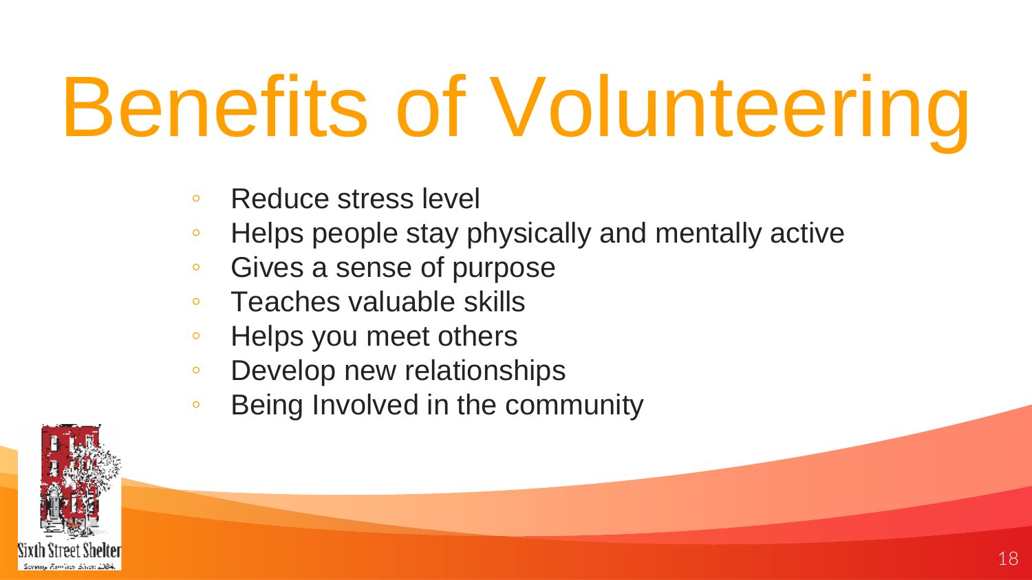# Benefits of Volunteering

- Reduce stress level
- Helps people stay physically and mentally active
- Gives a sense of purpose
- Teaches valuable skills
- Helps you meet others
- Develop new relationships
- Being Involved in the community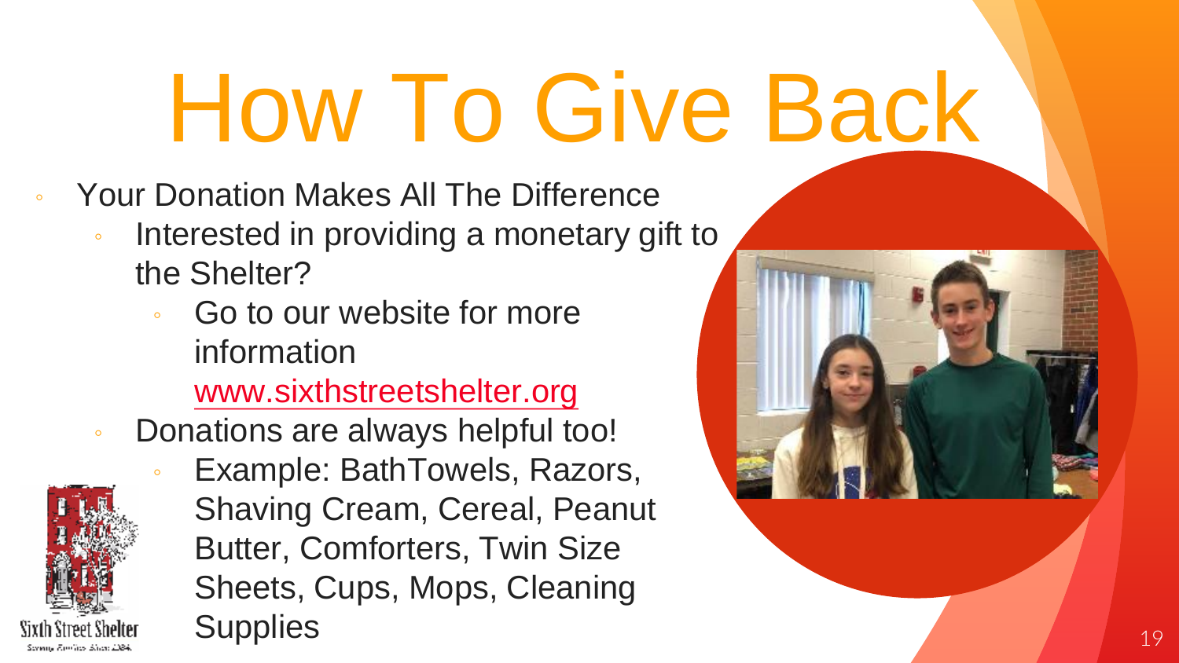# How To Give Back

- Your Donation Makes All The Difference
  - Interested in providing a monetary gift to the Shelter?
    - Go to our website for more information www.sixthstreetshelter.org
  - Donations are always helpful too!
    - Example: BathTowels, Razors, Shaving Cream, Cereal, Peanut Butter, Comforters, Twin Size Sheets, Cups, Mops, Cleaning Supplies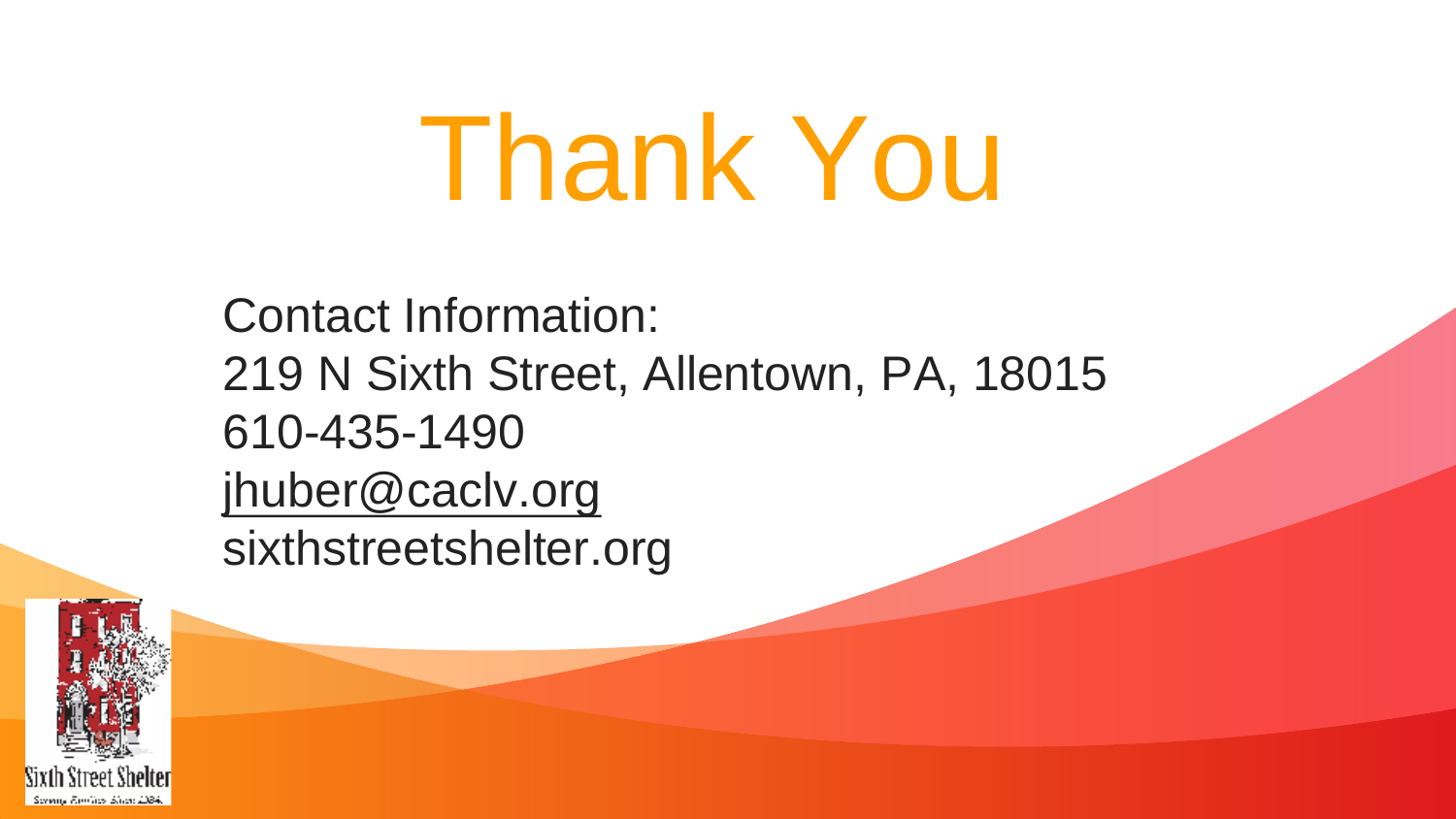# Thank You

Contact Information:
219 N Sixth Street, Allentown, PA, 18015
610-435-1490
jhuber@caclv.org
sixthstreetshelter.org